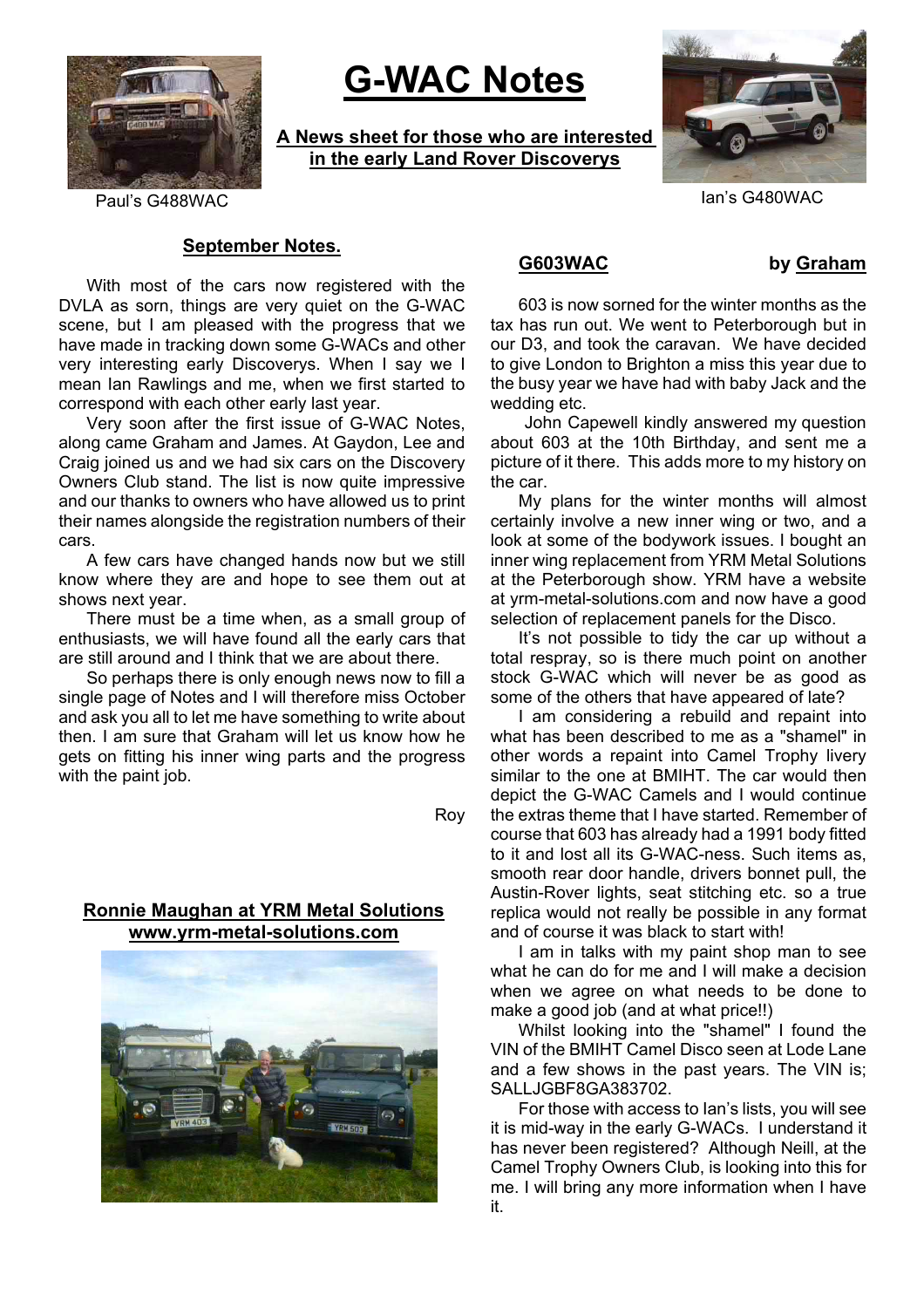# G-WAC Notes

**A News sheet for those who are interested in the early Land Rover Discoverys**

Paul's G488WAC

Ian's G480WAC

## September Notes.

With most of the cars now registered with the DVLA as sorn, things are very quiet on the G-WAC scene, but I am pleased with the progress that we have made in tracking down some G-WACs and other very interesting early Discoverys. When I say we I mean Ian Rawlings and me, when we first started to correspond with each other early last year.

Very soon after the first issue of G-WAC Notes, along came Graham and James. At Gaydon, Lee and Craig joined us and we had six cars on the Discovery Owners Club stand. The list is now quite impressive and our thanks to owners who have allowed us to print their names alongside the registration numbers of their cars.

A few cars have changed hands now but we still know where they are and hope to see them out at shows next year.

There must be a time when, as a small group of enthusiasts, we will have found all the early cars that are still around and I think that we are about there.

So perhaps there is only enough news now to fill a single page of Notes and I will therefore miss October and ask you all to let me have something to write about then. I am sure that Graham will let us know how he gets on fitting his inner wing parts and the progress with the paint job.

Roy

**Ronnie Maughan at YRM Metal Solutions**
**www.yrm-metal-solutions.com**

## G603WAC by Graham

603 is now sorned for the winter months as the tax has run out. We went to Peterborough but in our D3, and took the caravan. We have decided to give London to Brighton a miss this year due to the busy year we have had with baby Jack and the wedding etc.

John Capewell kindly answered my question about 603 at the 10th Birthday, and sent me a picture of it there. This adds more to my history on the car.

My plans for the winter months will almost certainly involve a new inner wing or two, and a look at some of the bodywork issues. I bought an inner wing replacement from YRM Metal Solutions at the Peterborough show. YRM have a website at yrm-metal-solutions.com and now have a good selection of replacement panels for the Disco.

It's not possible to tidy the car up without a total respray, so is there much point on another stock G-WAC which will never be as good as some of the others that have appeared of late?

I am considering a rebuild and repaint into what has been described to me as a "shamel" in other words a repaint into Camel Trophy livery similar to the one at BMIHT. The car would then depict the G-WAC Camels and I would continue the extras theme that I have started. Remember of course that 603 has already had a 1991 body fitted to it and lost all its G-WAC-ness. Such items as, smooth rear door handle, drivers bonnet pull, the Austin-Rover lights, seat stitching etc. so a true replica would not really be possible in any format and of course it was black to start with!

I am in talks with my paint shop man to see what he can do for me and I will make a decision when we agree on what needs to be done to make a good job (and at what price!!)

Whilst looking into the "shamel" I found the VIN of the BMIHT Camel Disco seen at Lode Lane and a few shows in the past years. The VIN is; SALLJGBF8GA383702.

For those with access to Ian's lists, you will see it is mid-way in the early G-WACs. I understand it has never been registered? Although Neill, at the Camel Trophy Owners Club, is looking into this for me. I will bring any more information when I have it.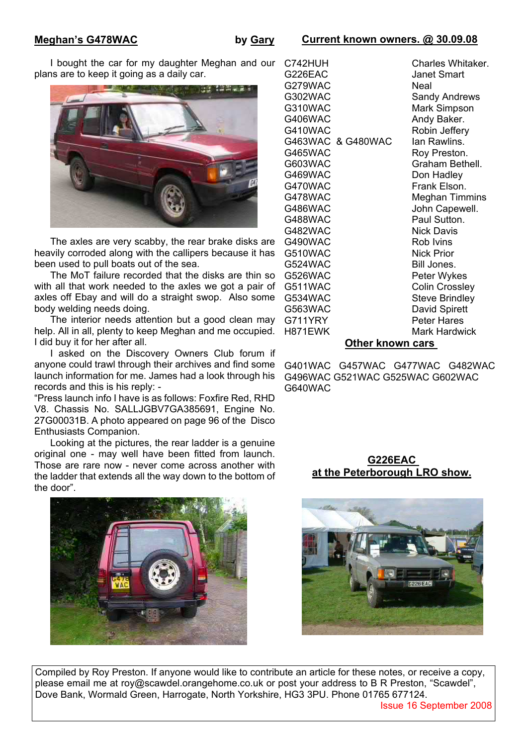## Meghan's G478WAC

**by Gary**

I bought the car for my daughter Meghan and our plans are to keep it going as a daily car.

The axles are very scabby, the rear brake disks are heavily corroded along with the callipers because it has been used to pull boats out of the sea.

The MoT failure recorded that the disks are thin so with all that work needed to the axles we got a pair of axles off Ebay and will do a straight swop. Also some body welding needs doing.

The interior needs attention but a good clean may help. All in all, plenty to keep Meghan and me occupied. I did buy it for her after all.

I asked on the Discovery Owners Club forum if anyone could trawl through their archives and find some launch information for me. James had a look through his records and this is his reply: -

"Press launch info I have is as follows: Foxfire Red, RHD V8. Chassis No. SALLJGBV7GA385691, Engine No. 27G00031B. A photo appeared on page 96 of the Disco Enthusiasts Companion.

Looking at the pictures, the rear ladder is a genuine original one - may well have been fitted from launch. Those are rare now - never come across another with the ladder that extends all the way down to the bottom of the door".

## Current known owners. @ 30.09.08

| | |
|---|---|
| C742HUH | Charles Whitaker. |
| G226EAC | Janet Smart |
| G279WAC | Neal |
| G302WAC | Sandy Andrews |
| G310WAC | Mark Simpson |
| G406WAC | Andy Baker. |
| G410WAC | Robin Jeffery |
| G463WAC & G480WAC | Ian Rawlins. |
| G465WAC | Roy Preston. |
| G603WAC | Graham Bethell. |
| G469WAC | Don Hadley |
| G470WAC | Frank Elson. |
| G478WAC | Meghan Timmins |
| G486WAC | John Capewell. |
| G488WAC | Paul Sutton. |
| G482WAC | Nick Davis |
| G490WAC | Rob Ivins |
| G510WAC | Nick Prior |
| G524WAC | Bill Jones. |
| G526WAC | Peter Wykes |
| G511WAC | Colin Crossley |
| G534WAC | Steve Brindley |
| G563WAC | David Spirett |
| G711YRY | Peter Hares |
| H871EWK | Mark Hardwick |

## Other known cars

G401WAC G457WAC G477WAC G482WAC G496WAC G521WAC G525WAC G602WAC G640WAC

## G226EAC at the Peterborough LRO show.

Compiled by Roy Preston. If anyone would like to contribute an article for these notes, or receive a copy, please email me at roy@scawdel.orangehome.co.uk or post your address to B R Preston, "Scawdel", Dove Bank, Wormald Green, Harrogate, North Yorkshire, HG3 3PU. Phone 01765 677124.

Issue 16 September 2008